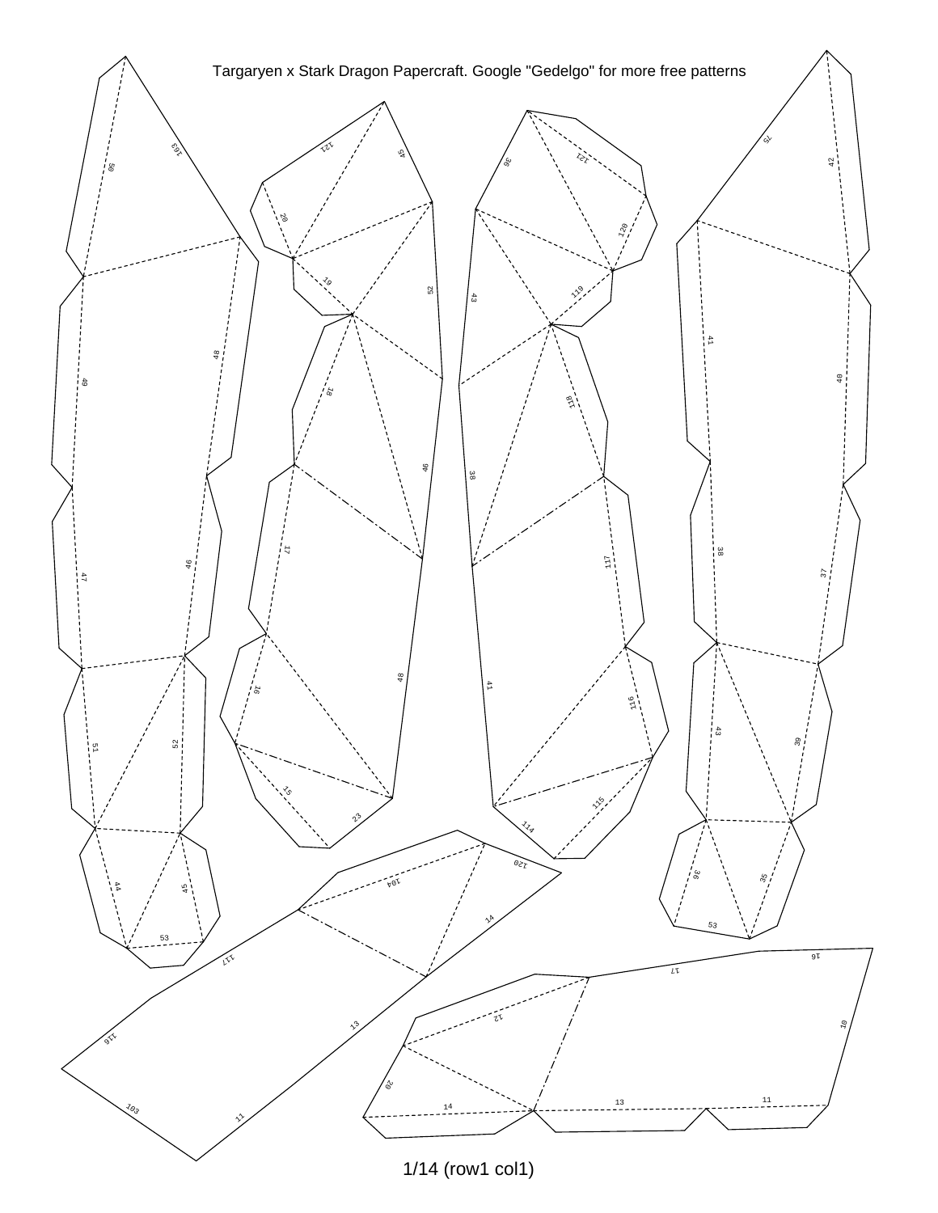Targaryen x Stark Dragon Papercraft. Google "Gedelgo" for more free patterns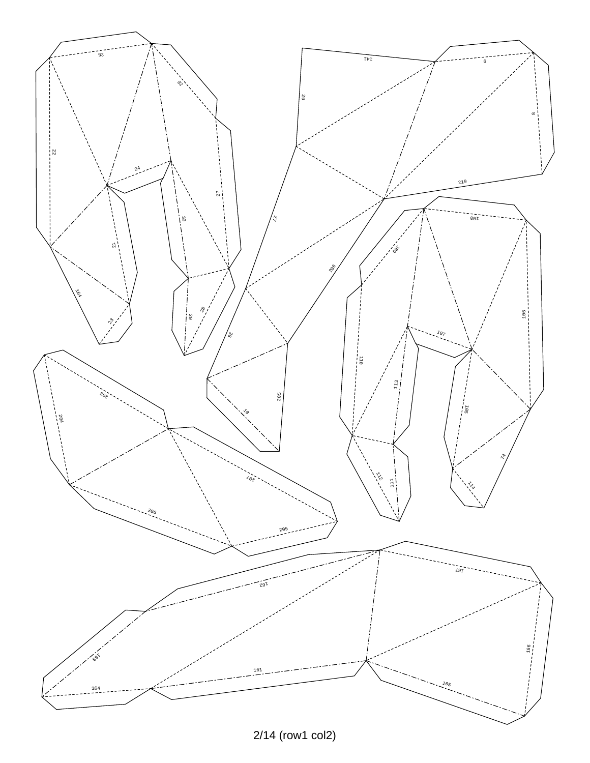25
26
22
24
27
30
21
164
23
28
29
141
9
26
8
219
27
206
28
205
10
108
109
106
107
110
113
105
74
112
111
114
203
204
207
206
205
167
162
166
163
161
165
164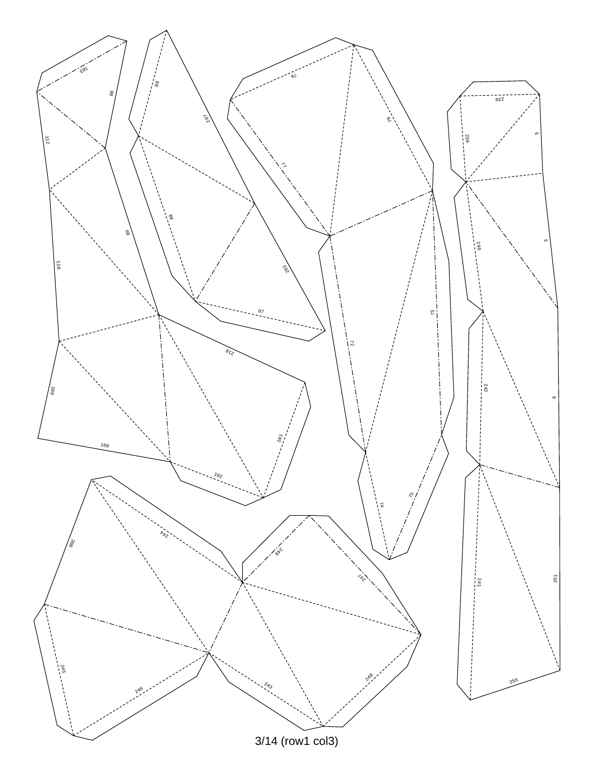103

88

112

110

109

160

80

218

101

102

88

207

89

203

87

76

78

77

73

72

74

75

238

5

239

240

3

242

9

241

251

255

208

244

249

247

245

246

243

248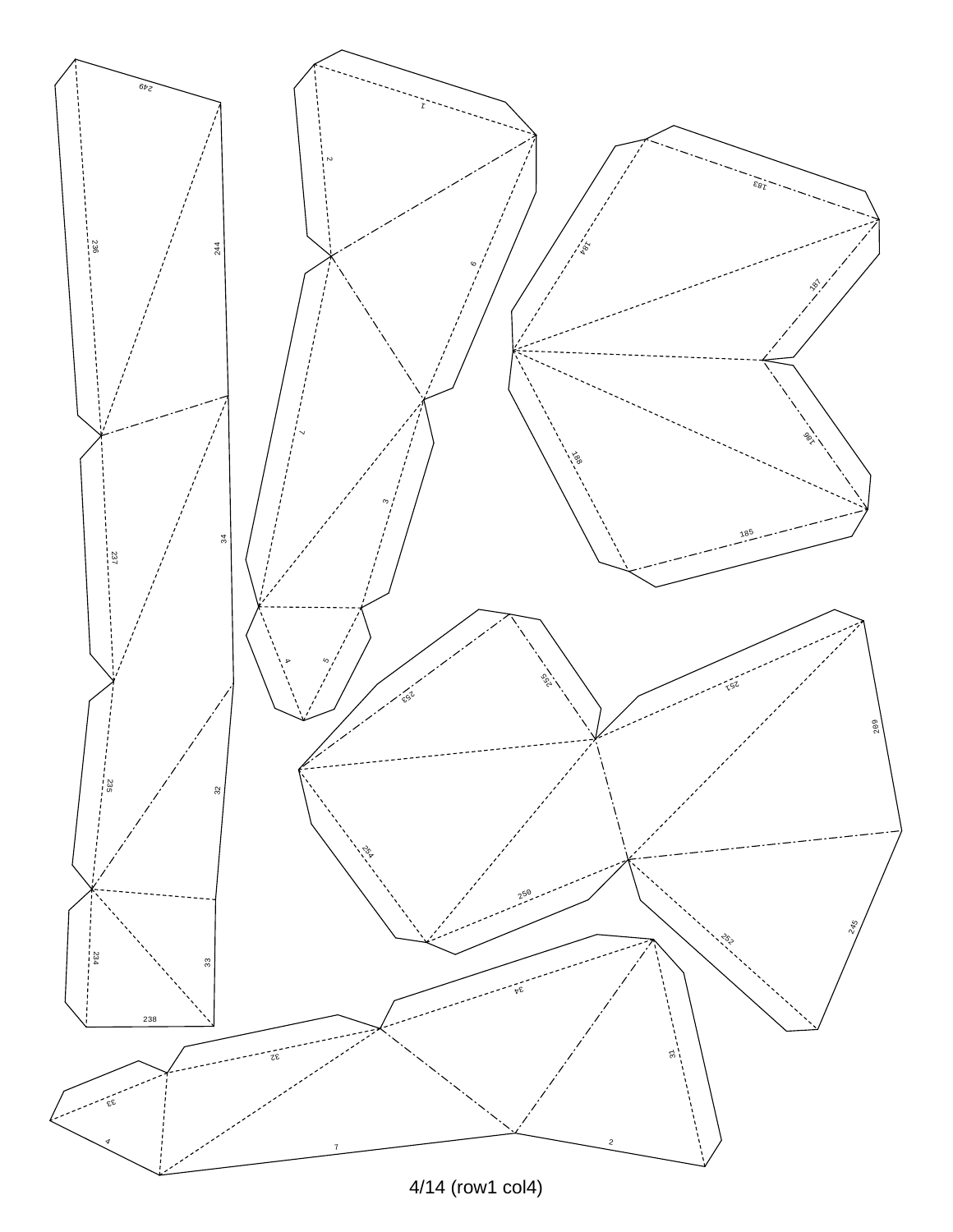249

236

244

237

34

235

32

234

33

238

1

2

6

7

3

4

5

183

184

187

186

188

185

253

255

251

609

254

250

252

245

34

31

32

33

4

7

2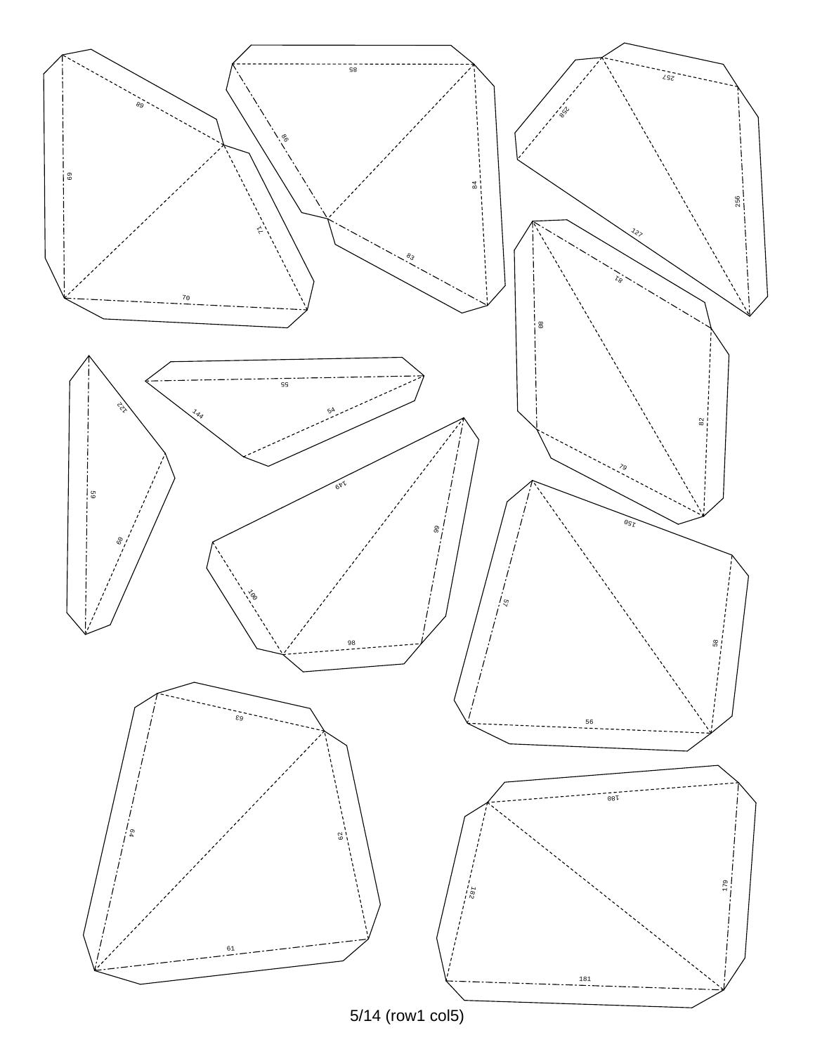69

69

71

70

85

86

84

83

257

258

256

127

81

80

82

79

55

144

54

122

59

60

149

99

100

98

150

57

58

56

63

64

62

61

180

182

179

181

5/14 (row1 col5)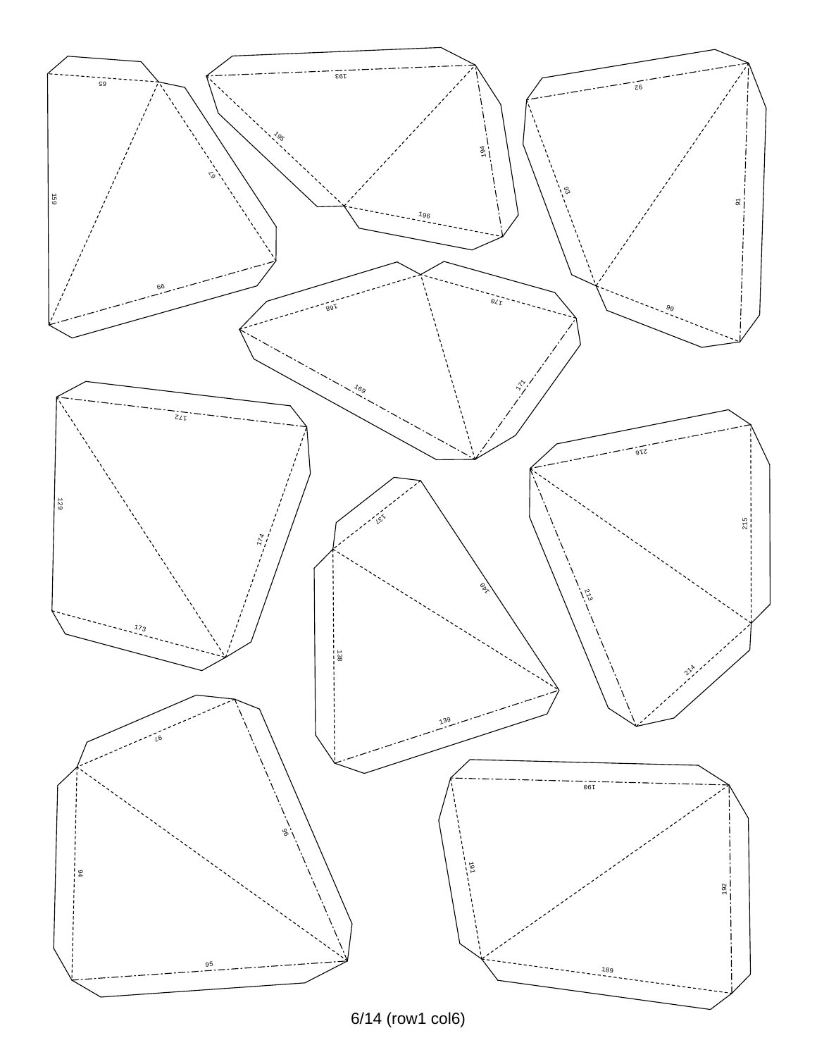65

193

92

195

194

67

159

93

91

196

66

168

170

90

169

171

172

216

129

137

174

215

140

213

173

138

214

139

97

96

190

94

191

192

95

189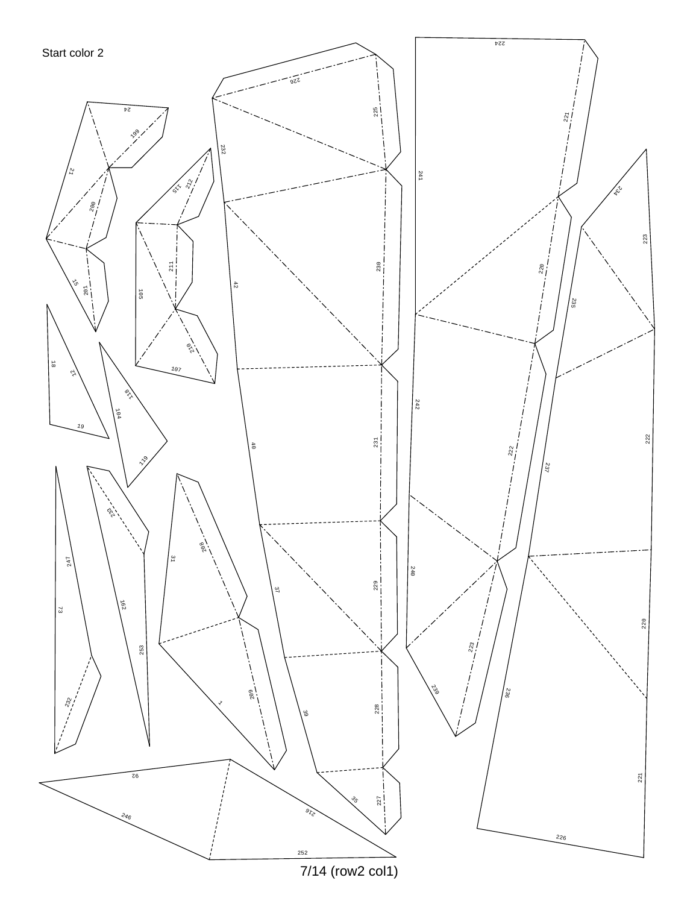Start color 2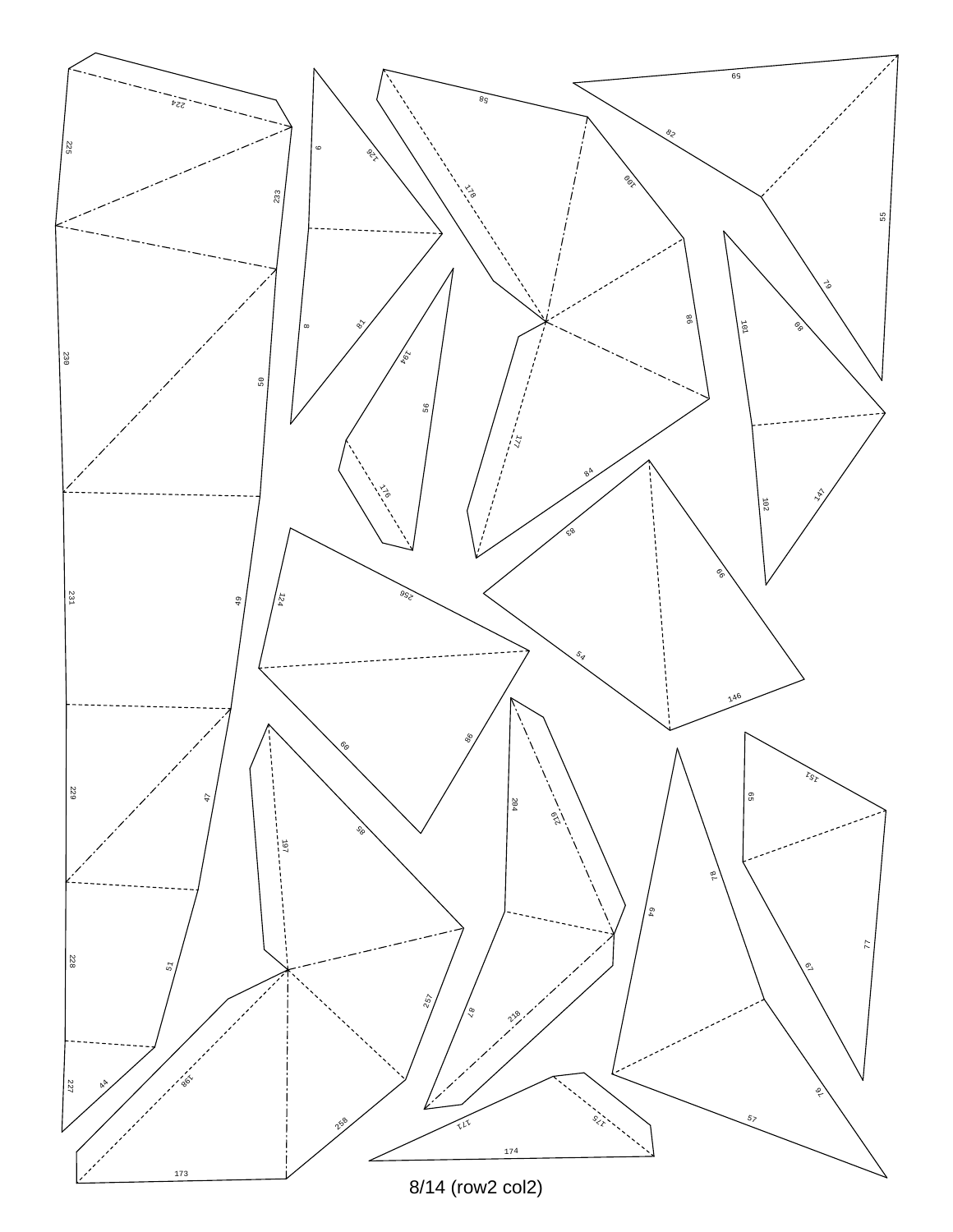225

224

233

230

50

231

49

229

47

228

51

227

44

9

128

8

81

194

56

176

58

178

100

98

177

84

59

82

55

70

101

80

102

147

83

66

54

146

124

256

60

86

85

197

257

258

198

173

204

219

87

218

171

175

174

65

151

78

64

77

67

76

57

8/14 (row2 col2)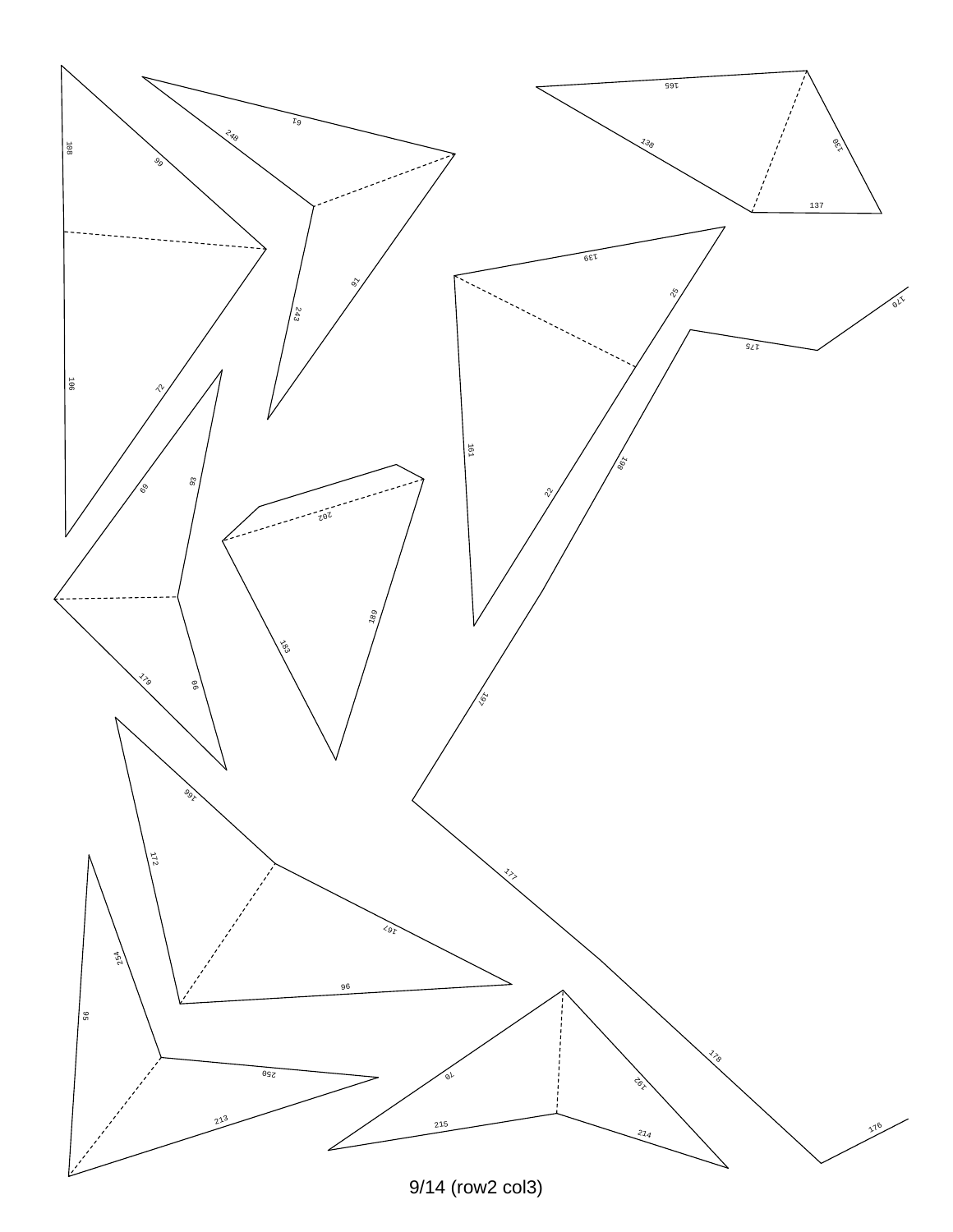108 99 248 61 165 138 130 137

139 25 170 175 243 91

106 72 161 22 198

69 93 202

189 183

179 90 197

166

172 177

167

254 96

95 178

250 70 192

213 215 214 176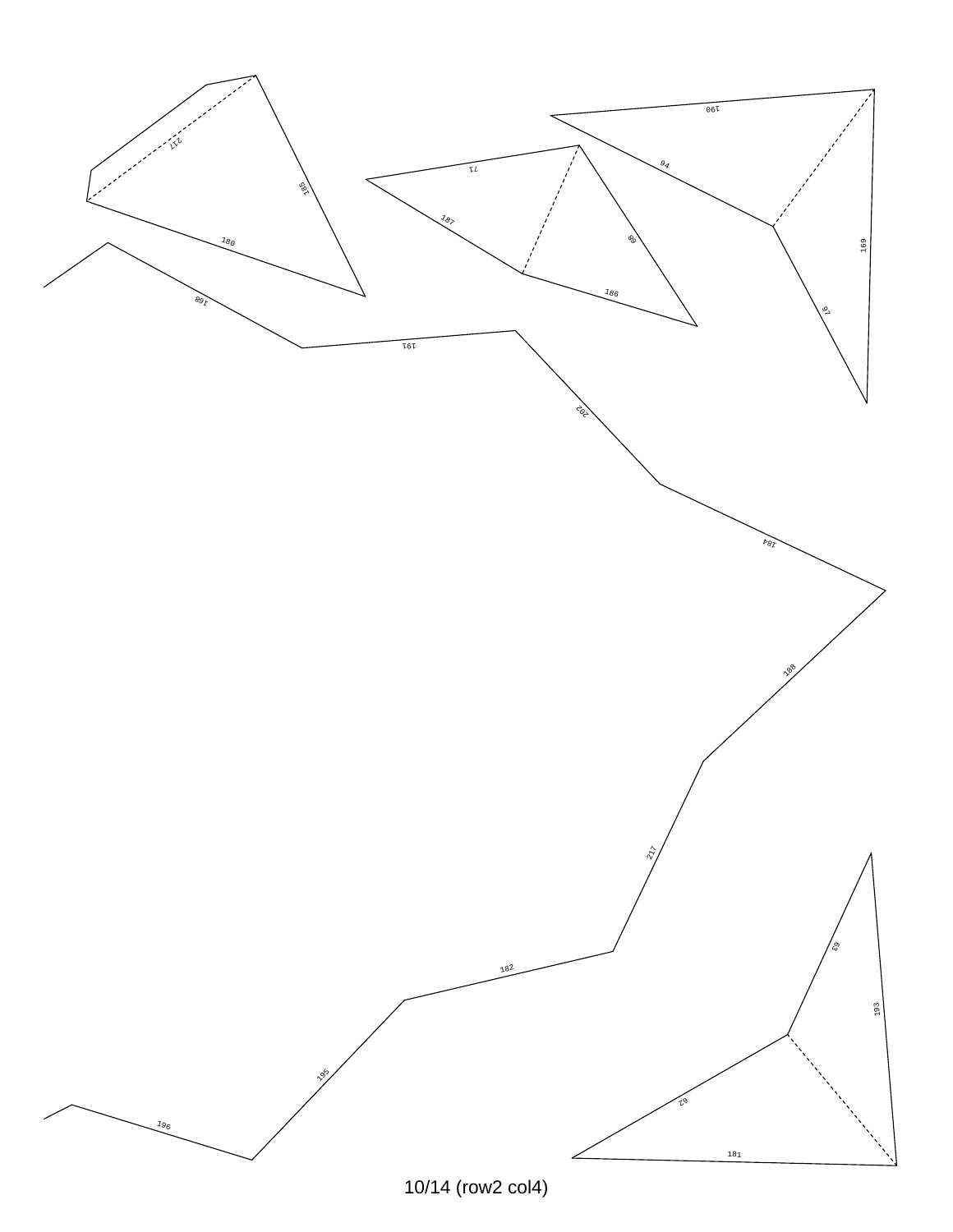217

185

180

71

187

68

186

190

94

169

97

168

191

202

184

188

217

182

195

196

63

193

62

181

10/14 (row2 col4)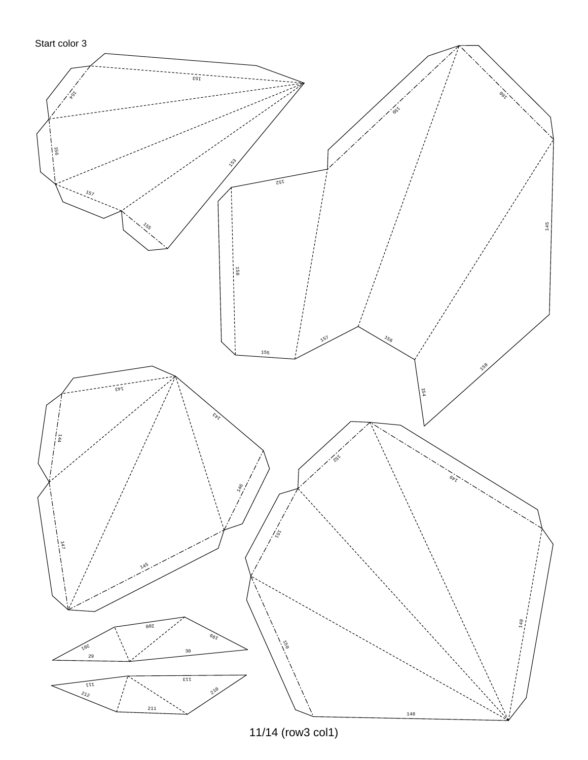Start color 3

153
154
156
153
157
155

160
159
152
145
158
157
156
155
158
154

143
143
144
146
147
145

152
149
151
148
150
148

200
199
201
29
30

113
111
212
210
211

11/14 (row3 col1)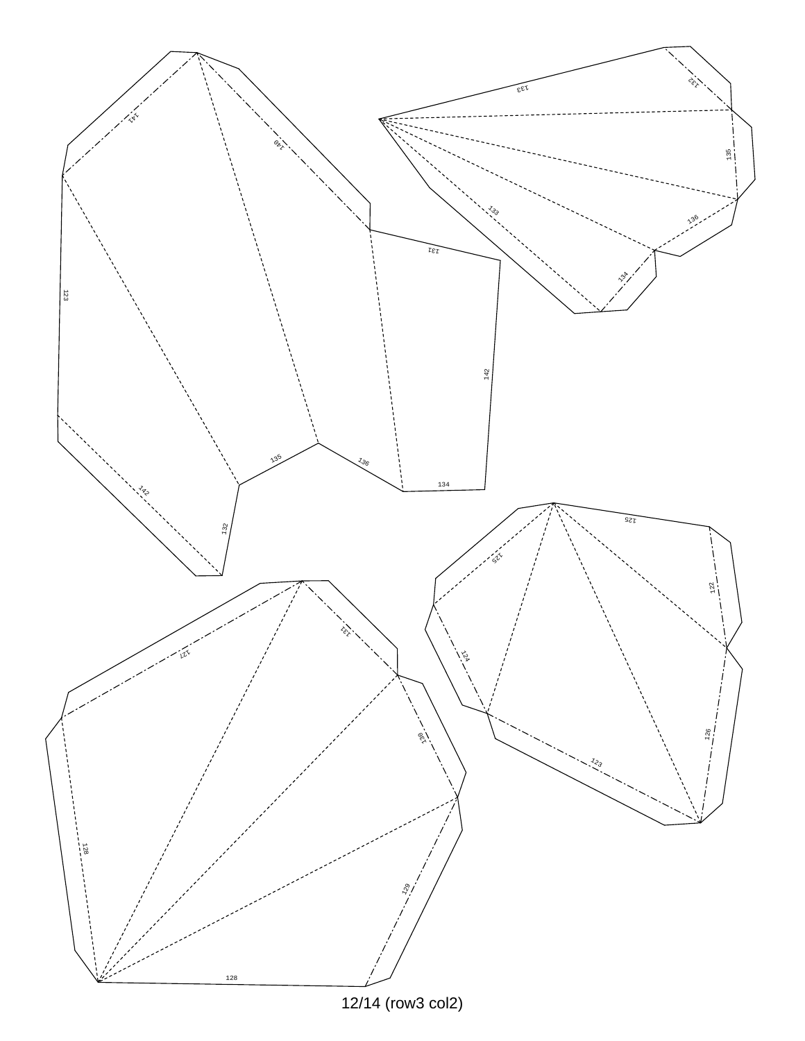141

140

123

131

142

135

136

134

142

132

133

132

135

133

136

134

125

125

122

124

126

123

127

131

130

128

129

128

12/14 (row3 col2)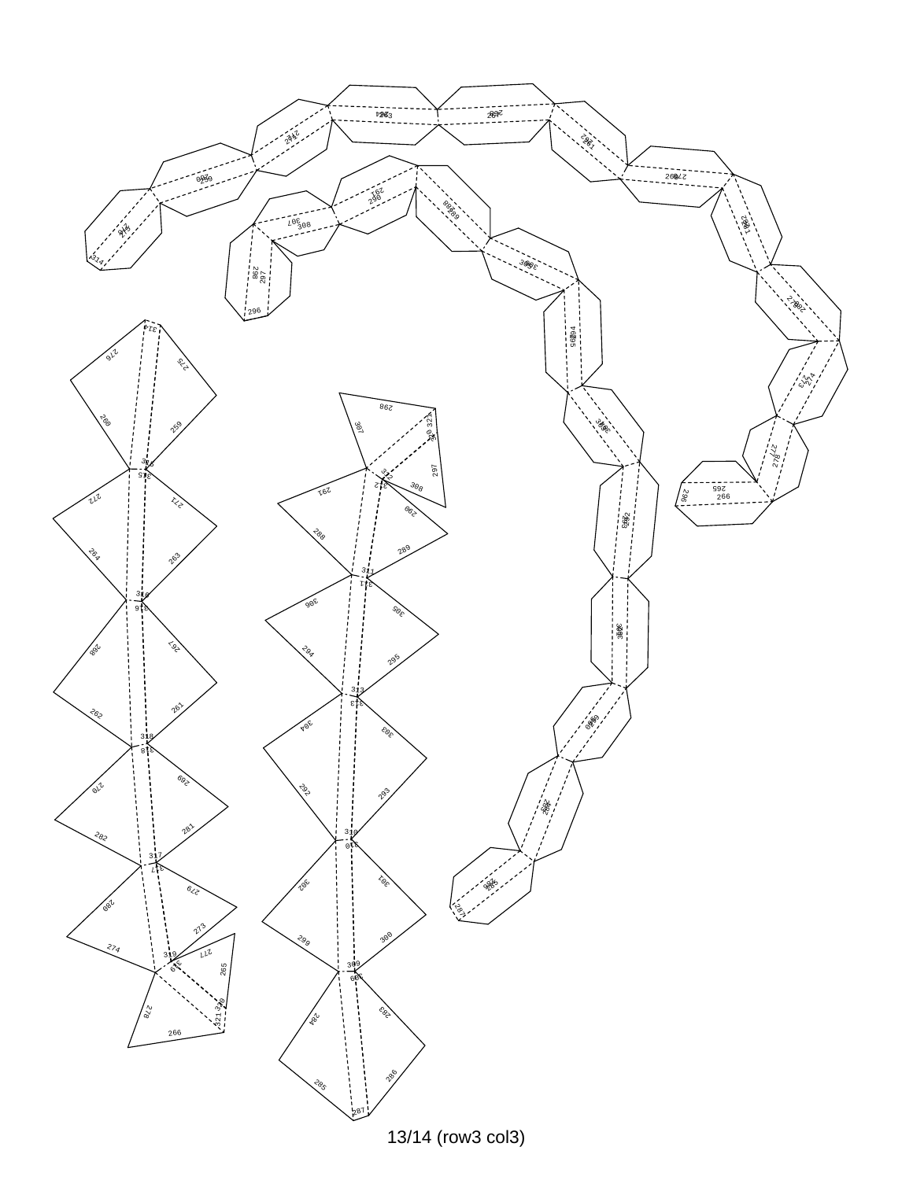13/14 (row3 col3)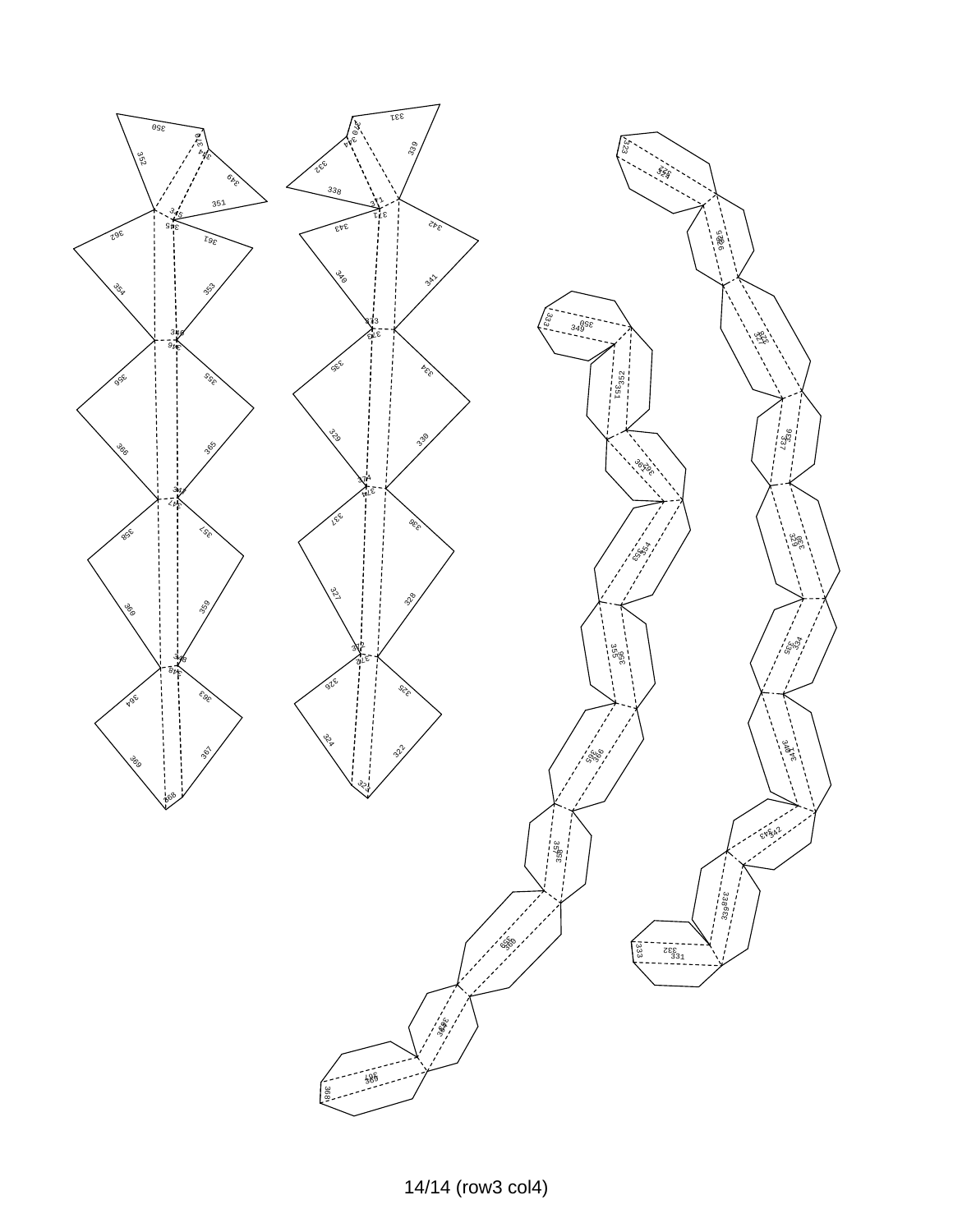350

352

349

351

345

331

339

332

338

342

343

341

362

361

354

353

340

356

355

366

365

335

334

329

330

358

357

360

359

337

336

327

328

364

363

369

367

326

325

324

322

323

333

349

352

351

354

353

356

355

366

365

358

369

368

336

337

334

335

340

342

343

332

331

333